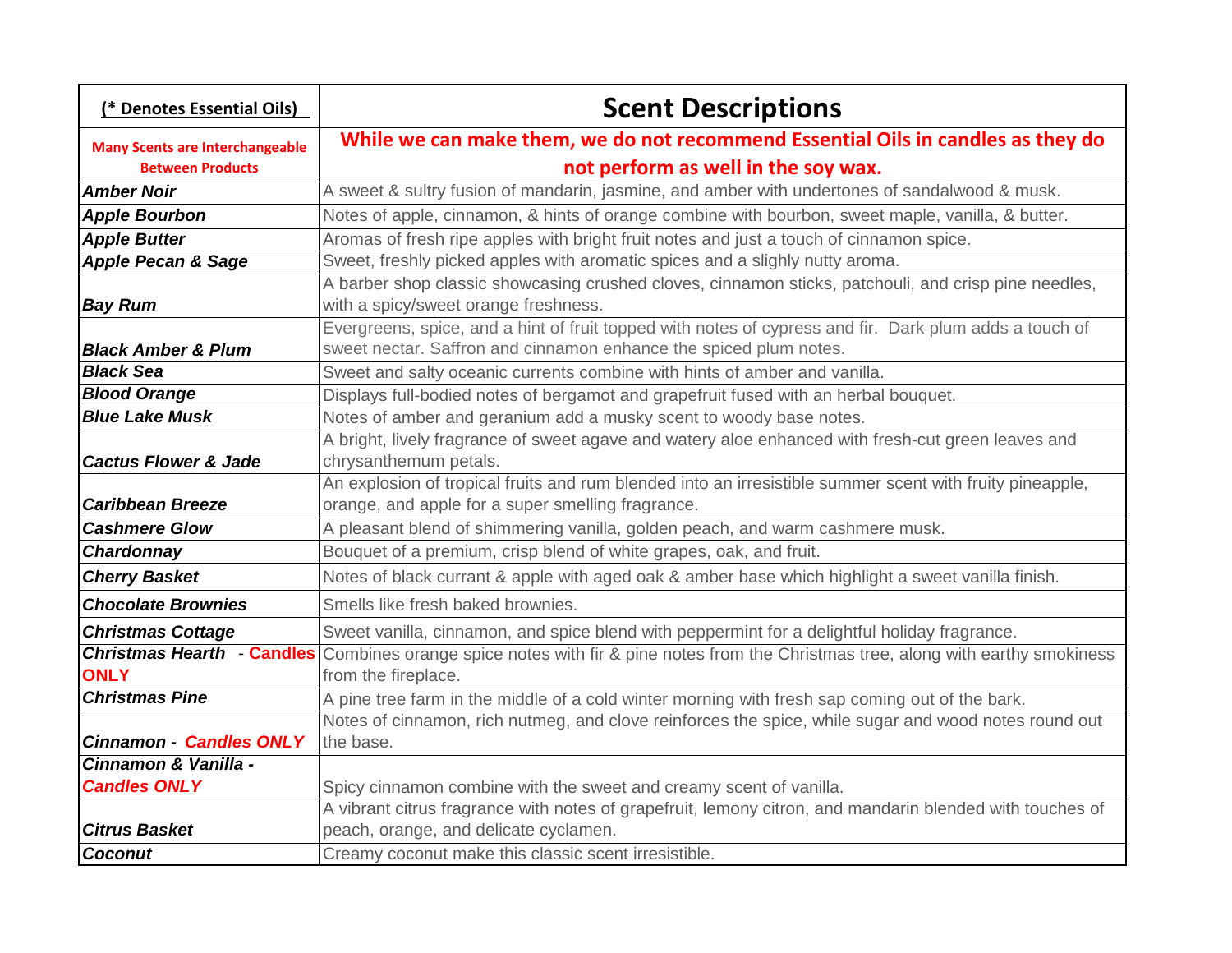| (* Denotes Essential Oils) | Scent Descriptions |
|---|---|
| Many Scents are Interchangeable Between Products | While we can make them, we do not recommend Essential Oils in candles as they do not perform as well in the soy wax. |
| ***Amber Noir*** | A sweet & sultry fusion of mandarin, jasmine, and amber with undertones of sandalwood & musk. |
| ***Apple Bourbon*** | Notes of apple, cinnamon, & hints of orange combine with bourbon, sweet maple, vanilla, & butter. |
| ***Apple Butter*** | Aromas of fresh ripe apples with bright fruit notes and just a touch of cinnamon spice. |
| ***Apple Pecan & Sage*** | Sweet, freshly picked apples with aromatic spices and a slighly nutty aroma. |
| ***Bay Rum*** | A barber shop classic showcasing crushed cloves, cinnamon sticks, patchouli, and crisp pine needles, with a spicy/sweet orange freshness. |
| ***Black Amber & Plum*** | Evergreens, spice, and a hint of fruit topped with notes of cypress and fir. Dark plum adds a touch of sweet nectar. Saffron and cinnamon enhance the spiced plum notes. |
| ***Black Sea*** | Sweet and salty oceanic currents combine with hints of amber and vanilla. |
| ***Blood Orange*** | Displays full-bodied notes of bergamot and grapefruit fused with an herbal bouquet. |
| ***Blue Lake Musk*** | Notes of amber and geranium add a musky scent to woody base notes. |
| ***Cactus Flower & Jade*** | A bright, lively fragrance of sweet agave and watery aloe enhanced with fresh-cut green leaves and chrysanthemum petals. |
| ***Caribbean Breeze*** | An explosion of tropical fruits and rum blended into an irresistible summer scent with fruity pineapple, orange, and apple for a super smelling fragrance. |
| ***Cashmere Glow*** | A pleasant blend of shimmering vanilla, golden peach, and warm cashmere musk. |
| ***Chardonnay*** | Bouquet of a premium, crisp blend of white grapes, oak, and fruit. |
| ***Cherry Basket*** | Notes of black currant & apple with aged oak & amber base which highlight a sweet vanilla finish. |
| ***Chocolate Brownies*** | Smells like fresh baked brownies. |
| ***Christmas Cottage*** | Sweet vanilla, cinnamon, and spice blend with peppermint for a delightful holiday fragrance. |
| ***Christmas Hearth*** - **Candles ONLY** | Combines orange spice notes with fir & pine notes from the Christmas tree, along with earthy smokiness from the fireplace. |
| ***Christmas Pine*** | A pine tree farm in the middle of a cold winter morning with fresh sap coming out of the bark. |
| ***Cinnamon - Candles ONLY*** | Notes of cinnamon, rich nutmeg, and clove reinforces the spice, while sugar and wood notes round out the base. |
| ***Cinnamon & Vanilla - Candles ONLY*** | Spicy cinnamon combine with the sweet and creamy scent of vanilla. |
| ***Citrus Basket*** | A vibrant citrus fragrance with notes of grapefruit, lemony citron, and mandarin blended with touches of peach, orange, and delicate cyclamen. |
| ***Coconut*** | Creamy coconut make this classic scent irresistible. |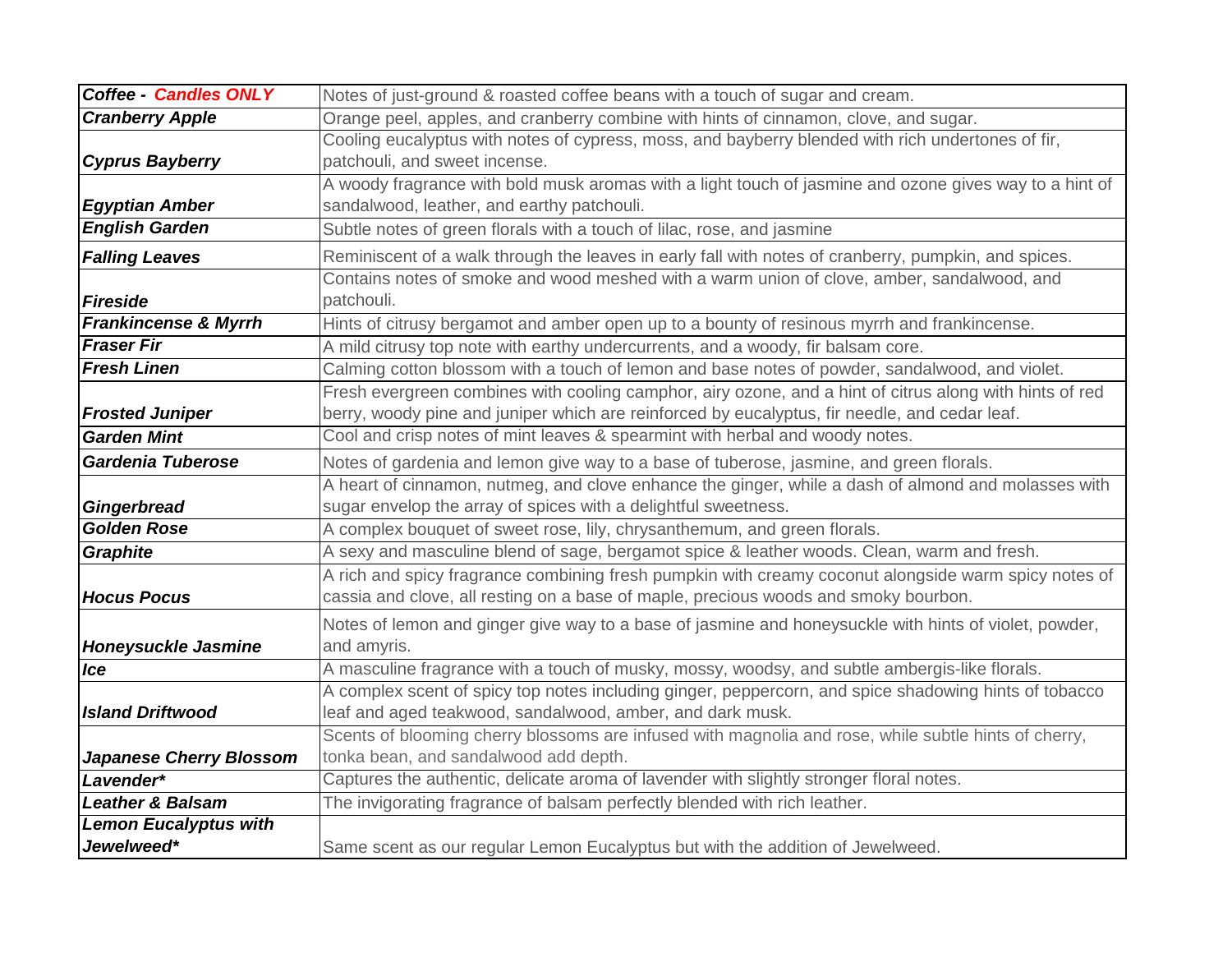| | |
|---|---|
| ***Coffee - Candles ONLY*** | Notes of just-ground & roasted coffee beans with a touch of sugar and cream. |
| ***Cranberry Apple*** | Orange peel, apples, and cranberry combine with hints of cinnamon, clove, and sugar. |
| ***Cyprus Bayberry*** | Cooling eucalyptus with notes of cypress, moss, and bayberry blended with rich undertones of fir, patchouli, and sweet incense. |
| ***Egyptian Amber*** | A woody fragrance with bold musk aromas with a light touch of jasmine and ozone gives way to a hint of sandalwood, leather, and earthy patchouli. |
| ***English Garden*** | Subtle notes of green florals with a touch of lilac, rose, and jasmine |
| ***Falling Leaves*** | Reminiscent of a walk through the leaves in early fall with notes of cranberry, pumpkin, and spices. |
| ***Fireside*** | Contains notes of smoke and wood meshed with a warm union of clove, amber, sandalwood, and patchouli. |
| ***Frankincense & Myrrh*** | Hints of citrusy bergamot and amber open up to a bounty of resinous myrrh and frankincense. |
| ***Fraser Fir*** | A mild citrusy top note with earthy undercurrents, and a woody, fir balsam core. |
| ***Fresh Linen*** | Calming cotton blossom with a touch of lemon and base notes of powder, sandalwood, and violet. |
| ***Frosted Juniper*** | Fresh evergreen combines with cooling camphor, airy ozone, and a hint of citrus along with hints of red berry, woody pine and juniper which are reinforced by eucalyptus, fir needle, and cedar leaf. |
| ***Garden Mint*** | Cool and crisp notes of mint leaves & spearmint with herbal and woody notes. |
| ***Gardenia Tuberose*** | Notes of gardenia and lemon give way to a base of tuberose, jasmine, and green florals. |
| ***Gingerbread*** | A heart of cinnamon, nutmeg, and clove enhance the ginger, while a dash of almond and molasses with sugar envelop the array of spices with a delightful sweetness. |
| ***Golden Rose*** | A complex bouquet of sweet rose, lily, chrysanthemum, and green florals. |
| ***Graphite*** | A sexy and masculine blend of sage, bergamot spice & leather woods. Clean, warm and fresh. |
| ***Hocus Pocus*** | A rich and spicy fragrance combining fresh pumpkin with creamy coconut alongside warm spicy notes of cassia and clove, all resting on a base of maple, precious woods and smoky bourbon. |
| ***Honeysuckle Jasmine*** | Notes of lemon and ginger give way to a base of jasmine and honeysuckle with hints of violet, powder, and amyris. |
| ***Ice*** | A masculine fragrance with a touch of musky, mossy, woodsy, and subtle ambergis-like florals. |
| ***Island Driftwood*** | A complex scent of spicy top notes including ginger, peppercorn, and spice shadowing hints of tobacco leaf and aged teakwood, sandalwood, amber, and dark musk. |
| ***Japanese Cherry Blossom*** | Scents of blooming cherry blossoms are infused with magnolia and rose, while subtle hints of cherry, tonka bean, and sandalwood add depth. |
| ***Lavender**** | Captures the authentic, delicate aroma of lavender with slightly stronger floral notes. |
| ***Leather & Balsam*** | The invigorating fragrance of balsam perfectly blended with rich leather. |
| ***Lemon Eucalyptus with Jewelweed**** | Same scent as our regular Lemon Eucalyptus but with the addition of Jewelweed. |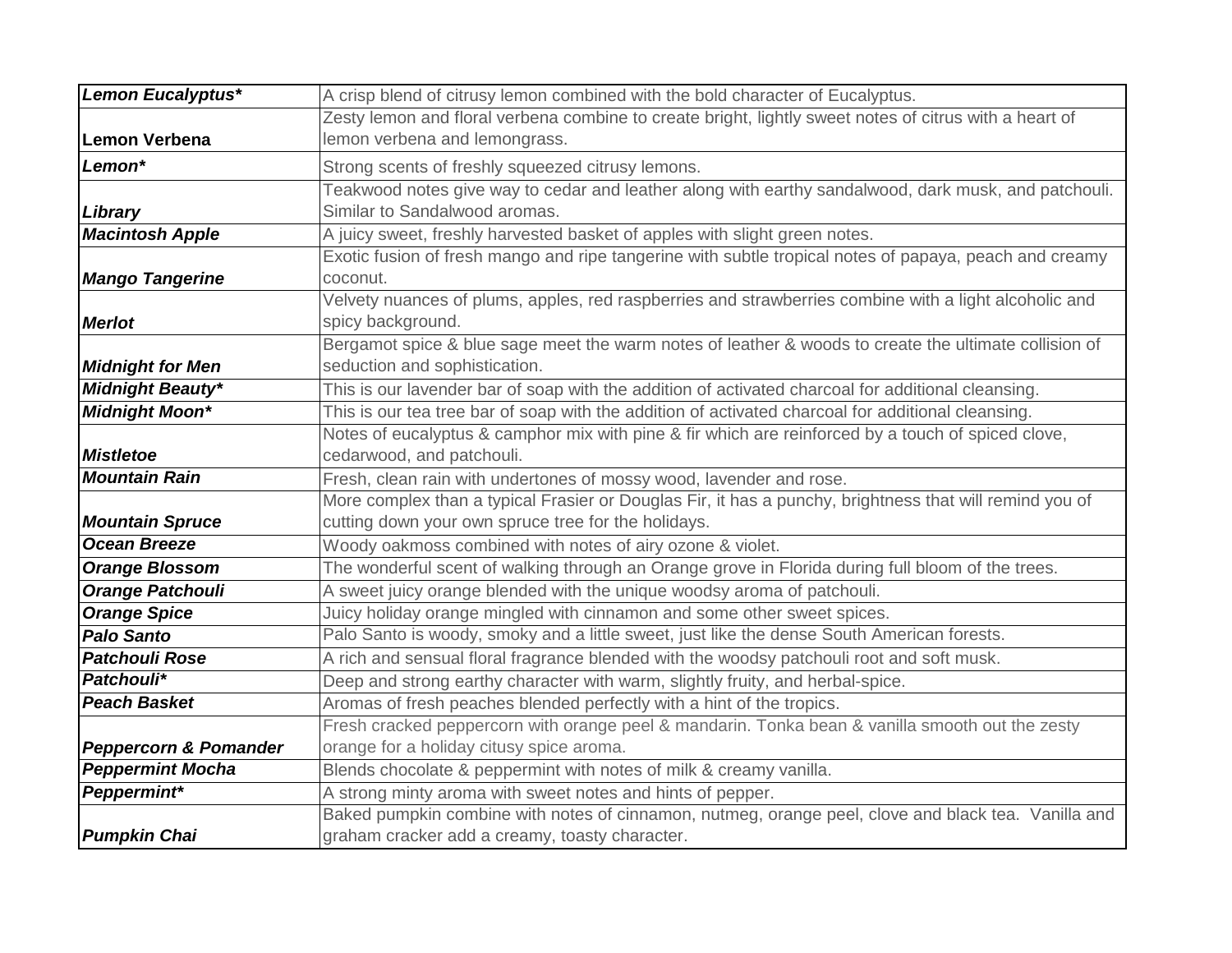| | |
|---|---|
| ***Lemon Eucalyptus**** | A crisp blend of citrusy lemon combined with the bold character of Eucalyptus. |
| **Lemon Verbena** | Zesty lemon and floral verbena combine to create bright, lightly sweet notes of citrus with a heart of lemon verbena and lemongrass. |
| ***Lemon**** | Strong scents of freshly squeezed citrusy lemons. |
| ***Library*** | Teakwood notes give way to cedar and leather along with earthy sandalwood, dark musk, and patchouli. Similar to Sandalwood aromas. |
| ***Macintosh Apple*** | A juicy sweet, freshly harvested basket of apples with slight green notes. |
| ***Mango Tangerine*** | Exotic fusion of fresh mango and ripe tangerine with subtle tropical notes of papaya, peach and creamy coconut. |
| ***Merlot*** | Velvety nuances of plums, apples, red raspberries and strawberries combine with a light alcoholic and spicy background. |
| ***Midnight for Men*** | Bergamot spice & blue sage meet the warm notes of leather & woods to create the ultimate collision of seduction and sophistication. |
| ***Midnight Beauty**** | This is our lavender bar of soap with the addition of activated charcoal for additional cleansing. |
| ***Midnight Moon**** | This is our tea tree bar of soap with the addition of activated charcoal for additional cleansing. |
| ***Mistletoe*** | Notes of eucalyptus & camphor mix with pine & fir which are reinforced by a touch of spiced clove, cedarwood, and patchouli. |
| ***Mountain Rain*** | Fresh, clean rain with undertones of mossy wood, lavender and rose. |
| ***Mountain Spruce*** | More complex than a typical Frasier or Douglas Fir, it has a punchy, brightness that will remind you of cutting down your own spruce tree for the holidays. |
| ***Ocean Breeze*** | Woody oakmoss combined with notes of airy ozone & violet. |
| ***Orange Blossom*** | The wonderful scent of walking through an Orange grove in Florida during full bloom of the trees. |
| ***Orange Patchouli*** | A sweet juicy orange blended with the unique woodsy aroma of patchouli. |
| ***Orange Spice*** | Juicy holiday orange mingled with cinnamon and some other sweet spices. |
| ***Palo Santo*** | Palo Santo is woody, smoky and a little sweet, just like the dense South American forests. |
| ***Patchouli Rose*** | A rich and sensual floral fragrance blended with the woodsy patchouli root and soft musk. |
| ***Patchouli**** | Deep and strong earthy character with warm, slightly fruity, and herbal-spice. |
| ***Peach Basket*** | Aromas of fresh peaches blended perfectly with a hint of the tropics. |
| ***Peppercorn & Pomander*** | Fresh cracked peppercorn with orange peel & mandarin. Tonka bean & vanilla smooth out the zesty orange for a holiday citusy spice aroma. |
| ***Peppermint Mocha*** | Blends chocolate & peppermint with notes of milk & creamy vanilla. |
| ***Peppermint**** | A strong minty aroma with sweet notes and hints of pepper. |
| ***Pumpkin Chai*** | Baked pumpkin combine with notes of cinnamon, nutmeg, orange peel, clove and black tea. Vanilla and graham cracker add a creamy, toasty character. |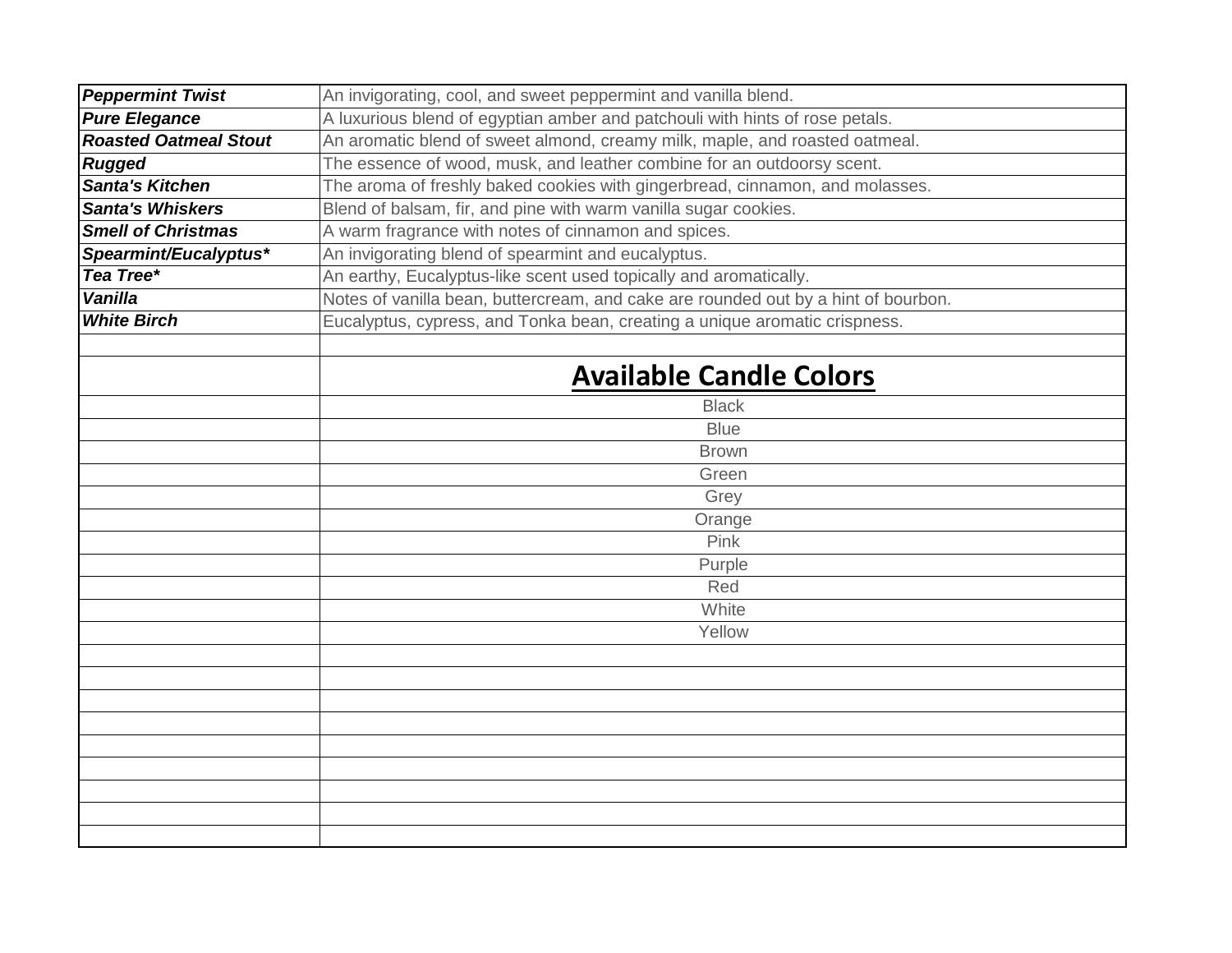| | |
|---|---|
| ***Peppermint Twist*** | An invigorating, cool, and sweet peppermint and vanilla blend. |
| ***Pure Elegance*** | A luxurious blend of egyptian amber and patchouli with hints of rose petals. |
| ***Roasted Oatmeal Stout*** | An aromatic blend of sweet almond, creamy milk, maple, and roasted oatmeal. |
| ***Rugged*** | The essence of wood, musk, and leather combine for an outdoorsy scent. |
| ***Santa's Kitchen*** | The aroma of freshly baked cookies with gingerbread, cinnamon, and molasses. |
| ***Santa's Whiskers*** | Blend of balsam, fir, and pine with warm vanilla sugar cookies. |
| ***Smell of Christmas*** | A warm fragrance with notes of cinnamon and spices. |
| ***Spearmint/Eucalyptus**** | An invigorating blend of spearmint and eucalyptus. |
| ***Tea Tree**** | An earthy, Eucalyptus-like scent used topically and aromatically. |
| ***Vanilla*** | Notes of vanilla bean, buttercream, and cake are rounded out by a hint of bourbon. |
| ***White Birch*** | Eucalyptus, cypress, and Tonka bean, creating a unique aromatic crispness. |

## Available Candle Colors

| Available Candle Colors |
|---|
| Black |
| Blue |
| Brown |
| Green |
| Grey |
| Orange |
| Pink |
| Purple |
| Red |
| White |
| Yellow |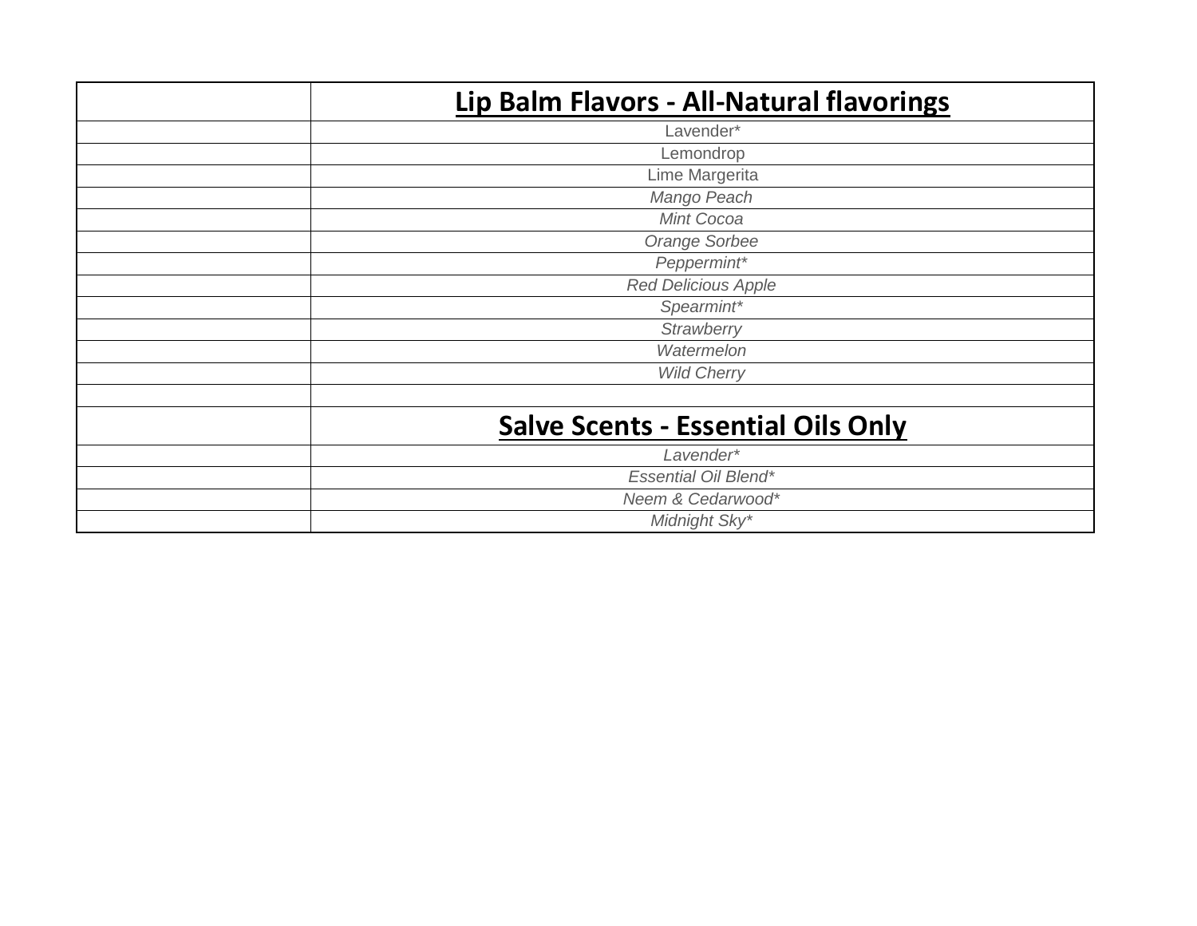| | |
|---|---|
| | **Lip Balm Flavors - All-Natural flavorings** |
| | Lavender* |
| | Lemondrop |
| | Lime Margerita |
| | *Mango Peach* |
| | *Mint Cocoa* |
| | *Orange Sorbee* |
| | *Peppermint** |
| | *Red Delicious Apple* |
| | *Spearmint** |
| | *Strawberry* |
| | *Watermelon* |
| | *Wild Cherry* |
| | |
| | **Salve Scents - Essential Oils Only** |
| | *Lavender** |
| | *Essential Oil Blend** |
| | *Neem & Cedarwood** |
| | *Midnight Sky** |